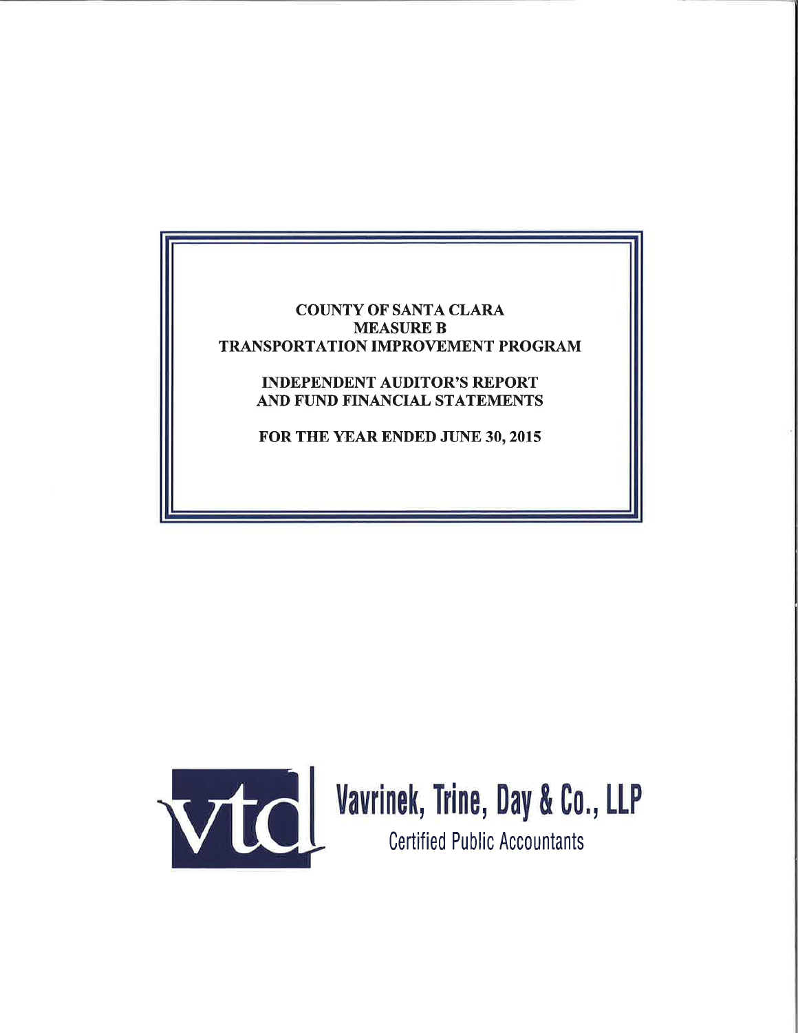# COUNTY OF SANTA CLARA
# MEASURE B
# TRANSPORTATION IMPROVEMENT PROGRAM

## INDEPENDENT AUDITOR'S REPORT AND FUND FINANCIAL STATEMENTS

## FOR THE YEAR ENDED JUNE 30, 2015

Vavrinek, Trine, Day & Co., LLP

Certified Public Accountants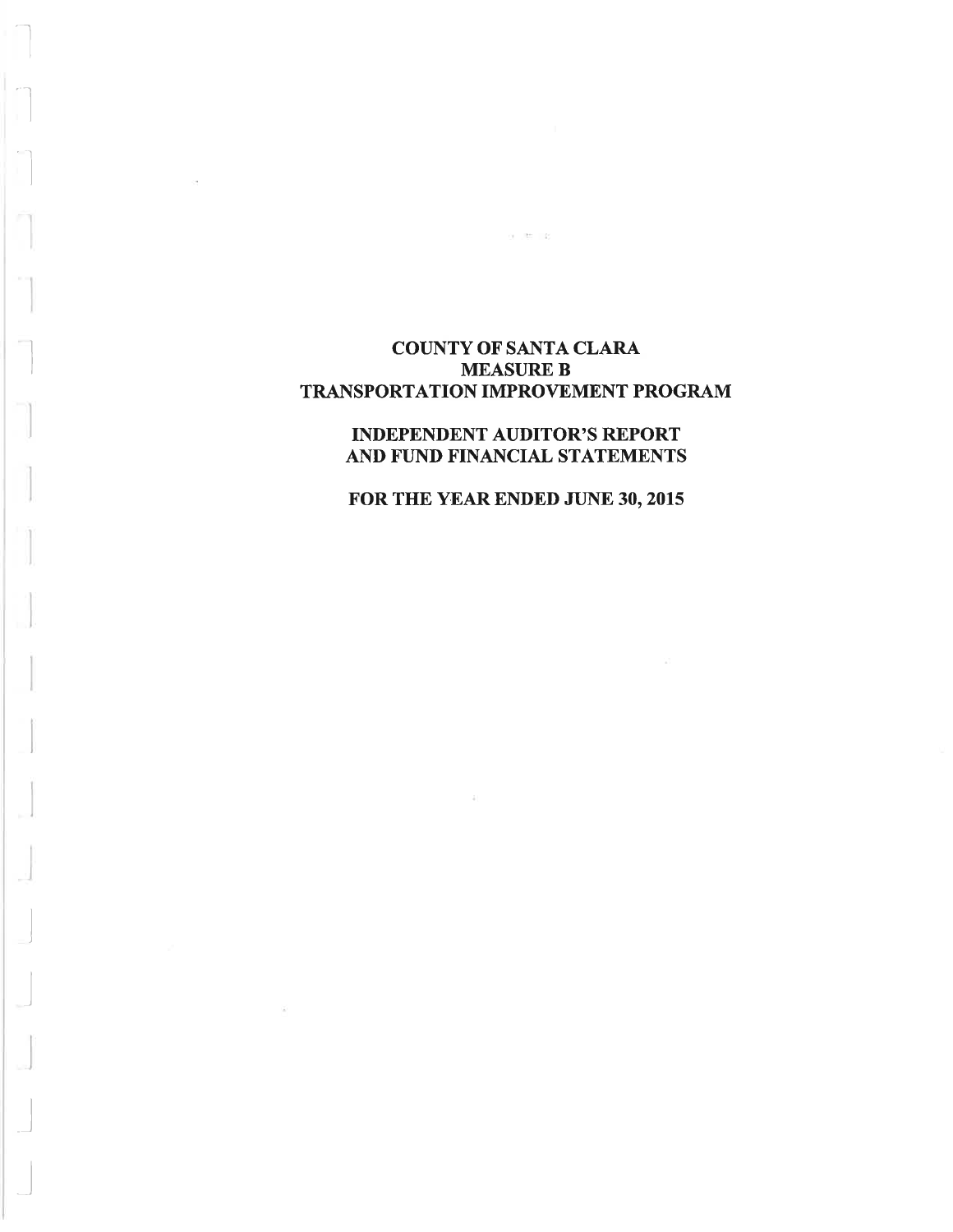# COUNTY OF SANTA CLARA
# MEASURE B
# TRANSPORTATION IMPROVEMENT PROGRAM

## INDEPENDENT AUDITOR'S REPORT AND FUND FINANCIAL STATEMENTS

## FOR THE YEAR ENDED JUNE 30, 2015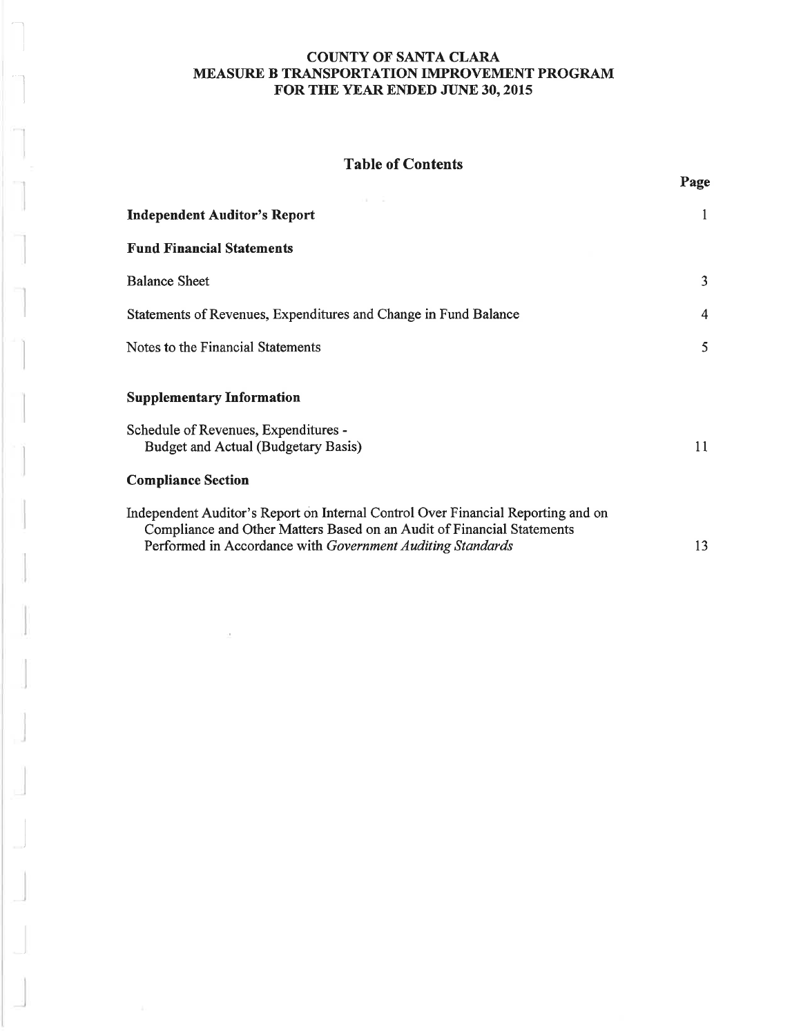# COUNTY OF SANTA CLARA
# MEASURE B TRANSPORTATION IMPROVEMENT PROGRAM
# FOR THE YEAR ENDED JUNE 30, 2015

## Table of Contents

| | Page |
|---|---|
| **Independent Auditor's Report** | 1 |
| **Fund Financial Statements** | |
| Balance Sheet | 3 |
| Statements of Revenues, Expenditures and Change in Fund Balance | 4 |
| Notes to the Financial Statements | 5 |
| **Supplementary Information** | |
| Schedule of Revenues, Expenditures - Budget and Actual (Budgetary Basis) | 11 |
| **Compliance Section** | |
| Independent Auditor's Report on Internal Control Over Financial Reporting and on Compliance and Other Matters Based on an Audit of Financial Statements Performed in Accordance with *Government Auditing Standards* | 13 |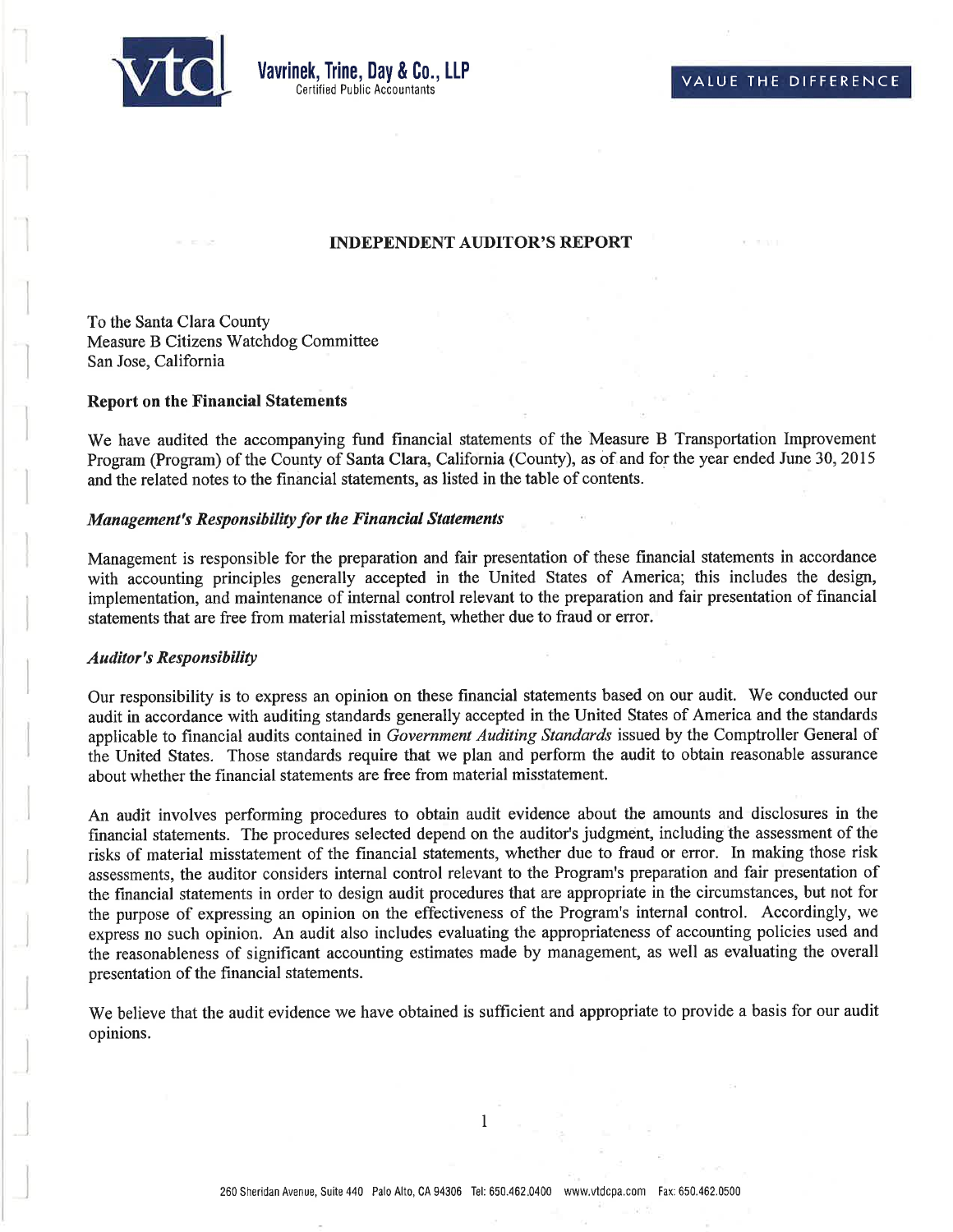**Vavrinek, Trine, Day & Co., LLP**
Certified Public Accountants

VALUE THE DIFFERENCE

## INDEPENDENT AUDITOR'S REPORT

To the Santa Clara County
Measure B Citizens Watchdog Committee
San Jose, California

### Report on the Financial Statements

We have audited the accompanying fund financial statements of the Measure B Transportation Improvement Program (Program) of the County of Santa Clara, California (County), as of and for the year ended June 30, 2015 and the related notes to the financial statements, as listed in the table of contents.

***Management's Responsibility for the Financial Statements***

Management is responsible for the preparation and fair presentation of these financial statements in accordance with accounting principles generally accepted in the United States of America; this includes the design, implementation, and maintenance of internal control relevant to the preparation and fair presentation of financial statements that are free from material misstatement, whether due to fraud or error.

***Auditor's Responsibility***

Our responsibility is to express an opinion on these financial statements based on our audit. We conducted our audit in accordance with auditing standards generally accepted in the United States of America and the standards applicable to financial audits contained in *Government Auditing Standards* issued by the Comptroller General of the United States. Those standards require that we plan and perform the audit to obtain reasonable assurance about whether the financial statements are free from material misstatement.

An audit involves performing procedures to obtain audit evidence about the amounts and disclosures in the financial statements. The procedures selected depend on the auditor's judgment, including the assessment of the risks of material misstatement of the financial statements, whether due to fraud or error. In making those risk assessments, the auditor considers internal control relevant to the Program's preparation and fair presentation of the financial statements in order to design audit procedures that are appropriate in the circumstances, but not for the purpose of expressing an opinion on the effectiveness of the Program's internal control. Accordingly, we express no such opinion. An audit also includes evaluating the appropriateness of accounting policies used and the reasonableness of significant accounting estimates made by management, as well as evaluating the overall presentation of the financial statements.

We believe that the audit evidence we have obtained is sufficient and appropriate to provide a basis for our audit opinions.

260 Sheridan Avenue, Suite 440 Palo Alto, CA 94306 Tel: 650.462.0400 www.vtdcpa.com Fax: 650.462.0500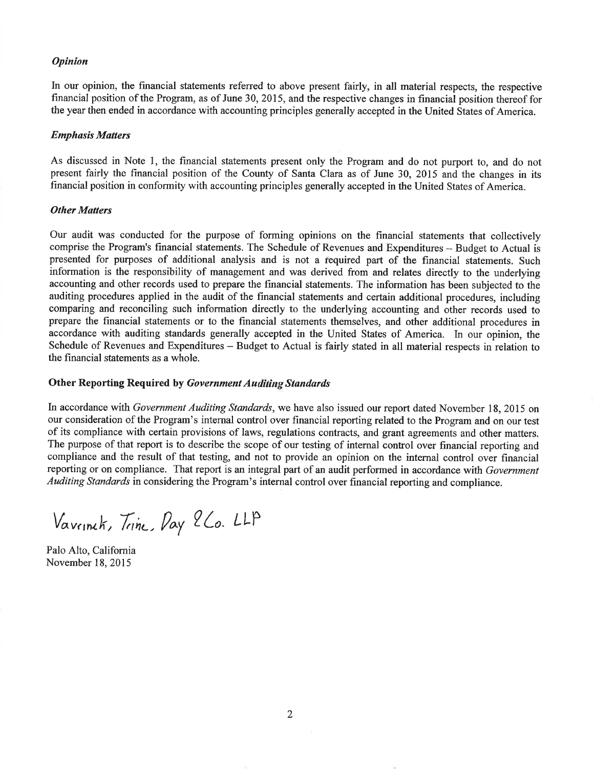### *Opinion*

In our opinion, the financial statements referred to above present fairly, in all material respects, the respective financial position of the Program, as of June 30, 2015, and the respective changes in financial position thereof for the year then ended in accordance with accounting principles generally accepted in the United States of America.

### *Emphasis Matters*

As discussed in Note 1, the financial statements present only the Program and do not purport to, and do not present fairly the financial position of the County of Santa Clara as of June 30, 2015 and the changes in its financial position in conformity with accounting principles generally accepted in the United States of America.

### *Other Matters*

Our audit was conducted for the purpose of forming opinions on the financial statements that collectively comprise the Program's financial statements. The Schedule of Revenues and Expenditures – Budget to Actual is presented for purposes of additional analysis and is not a required part of the financial statements. Such information is the responsibility of management and was derived from and relates directly to the underlying accounting and other records used to prepare the financial statements. The information has been subjected to the auditing procedures applied in the audit of the financial statements and certain additional procedures, including comparing and reconciling such information directly to the underlying accounting and other records used to prepare the financial statements or to the financial statements themselves, and other additional procedures in accordance with auditing standards generally accepted in the United States of America. In our opinion, the Schedule of Revenues and Expenditures – Budget to Actual is fairly stated in all material respects in relation to the financial statements as a whole.

### **Other Reporting Required by *Government Auditing Standards***

In accordance with *Government Auditing Standards*, we have also issued our report dated November 18, 2015 on our consideration of the Program's internal control over financial reporting related to the Program and on our test of its compliance with certain provisions of laws, regulations contracts, and grant agreements and other matters. The purpose of that report is to describe the scope of our testing of internal control over financial reporting and compliance and the result of that testing, and not to provide an opinion on the internal control over financial reporting or on compliance. That report is an integral part of an audit performed in accordance with *Government Auditing Standards* in considering the Program's internal control over financial reporting and compliance.

Vavrinek, Trine, Day & Co. LLP

Palo Alto, California
November 18, 2015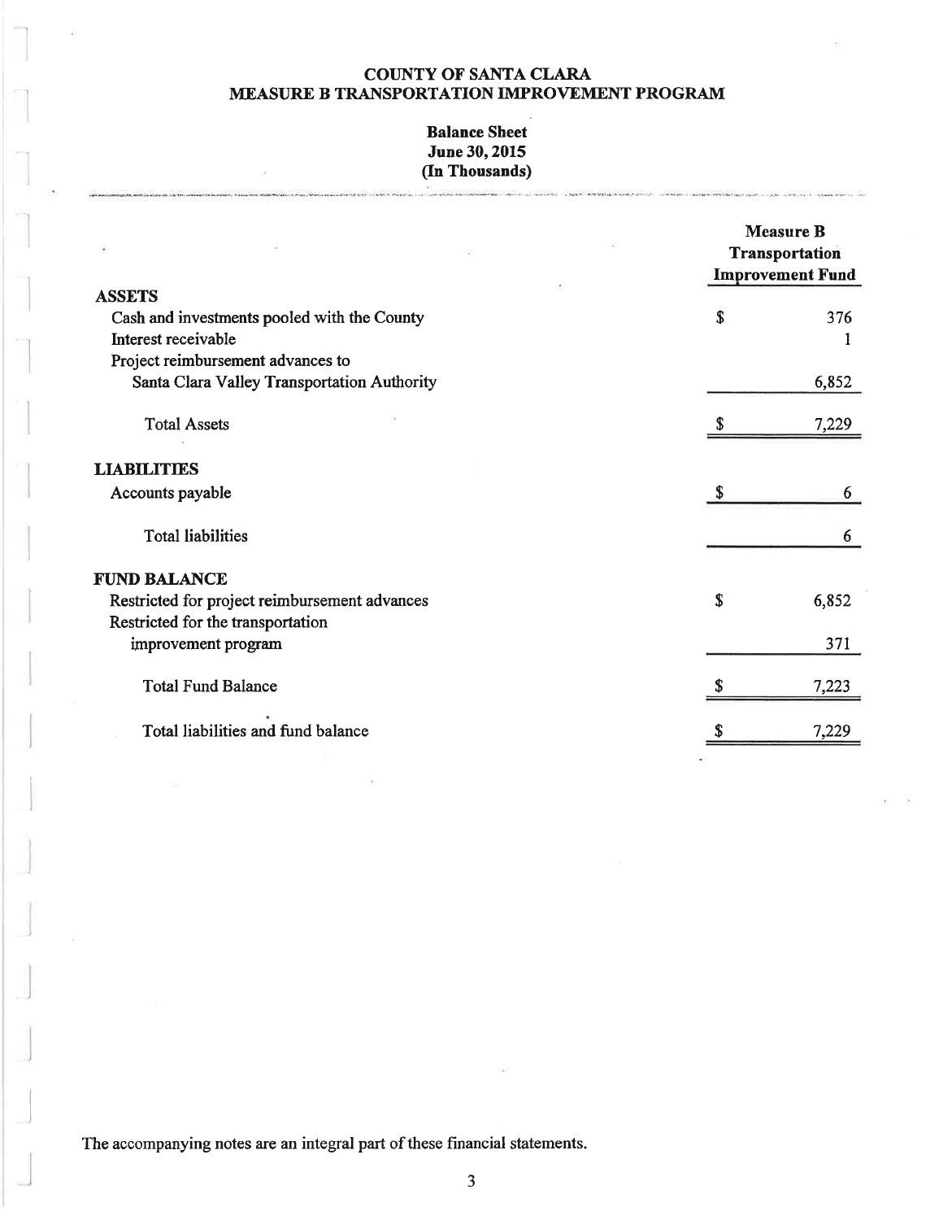# COUNTY OF SANTA CLARA
# MEASURE B TRANSPORTATION IMPROVEMENT PROGRAM

## Balance Sheet
## June 30, 2015
## (In Thousands)

| | Measure B Transportation Improvement Fund |
|---|---|
| **ASSETS** | |
| Cash and investments pooled with the County | $ 376 |
| Interest receivable | 1 |
| Project reimbursement advances to Santa Clara Valley Transportation Authority | 6,852 |
| Total Assets | $ 7,229 |
| **LIABILITIES** | |
| Accounts payable | $ 6 |
| Total liabilities | 6 |
| **FUND BALANCE** | |
| Restricted for project reimbursement advances | $ 6,852 |
| Restricted for the transportation improvement program | 371 |
| Total Fund Balance | $ 7,223 |
| Total liabilities and fund balance | $ 7,229 |

The accompanying notes are an integral part of these financial statements.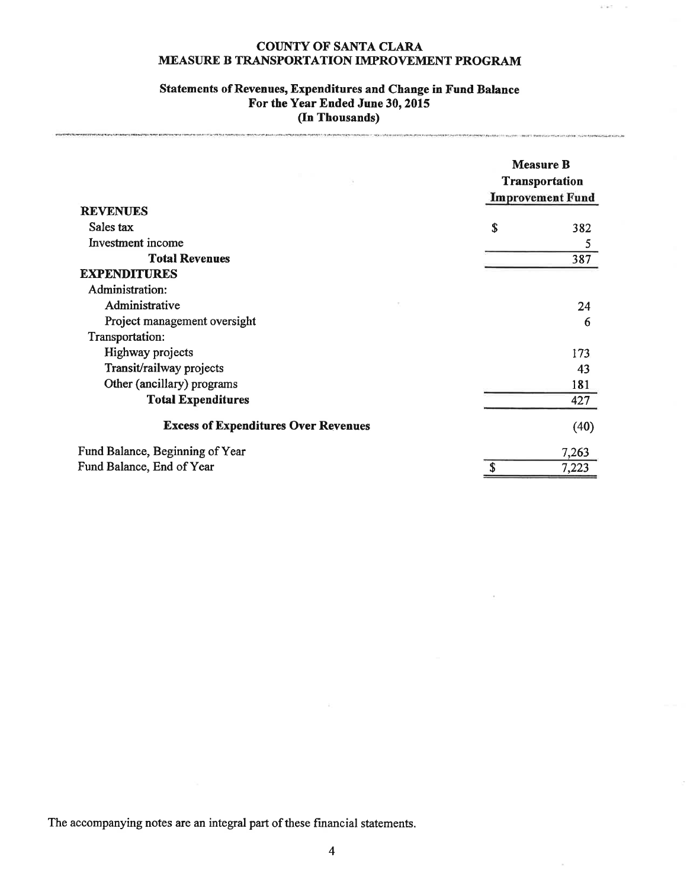# COUNTY OF SANTA CLARA
# MEASURE B TRANSPORTATION IMPROVEMENT PROGRAM

## Statements of Revenues, Expenditures and Change in Fund Balance
## For the Year Ended June 30, 2015
## (In Thousands)

| | Measure B Transportation Improvement Fund |
|---|---|
| **REVENUES** | |
| Sales tax | $ 382 |
| Investment income | 5 |
| **Total Revenues** | 387 |
| **EXPENDITURES** | |
| Administration: | |
| Administrative | 24 |
| Project management oversight | 6 |
| Transportation: | |
| Highway projects | 173 |
| Transit/railway projects | 43 |
| Other (ancillary) programs | 181 |
| **Total Expenditures** | 427 |
| **Excess of Expenditures Over Revenues** | (40) |
| Fund Balance, Beginning of Year | 7,263 |
| Fund Balance, End of Year | $ 7,223 |

The accompanying notes are an integral part of these financial statements.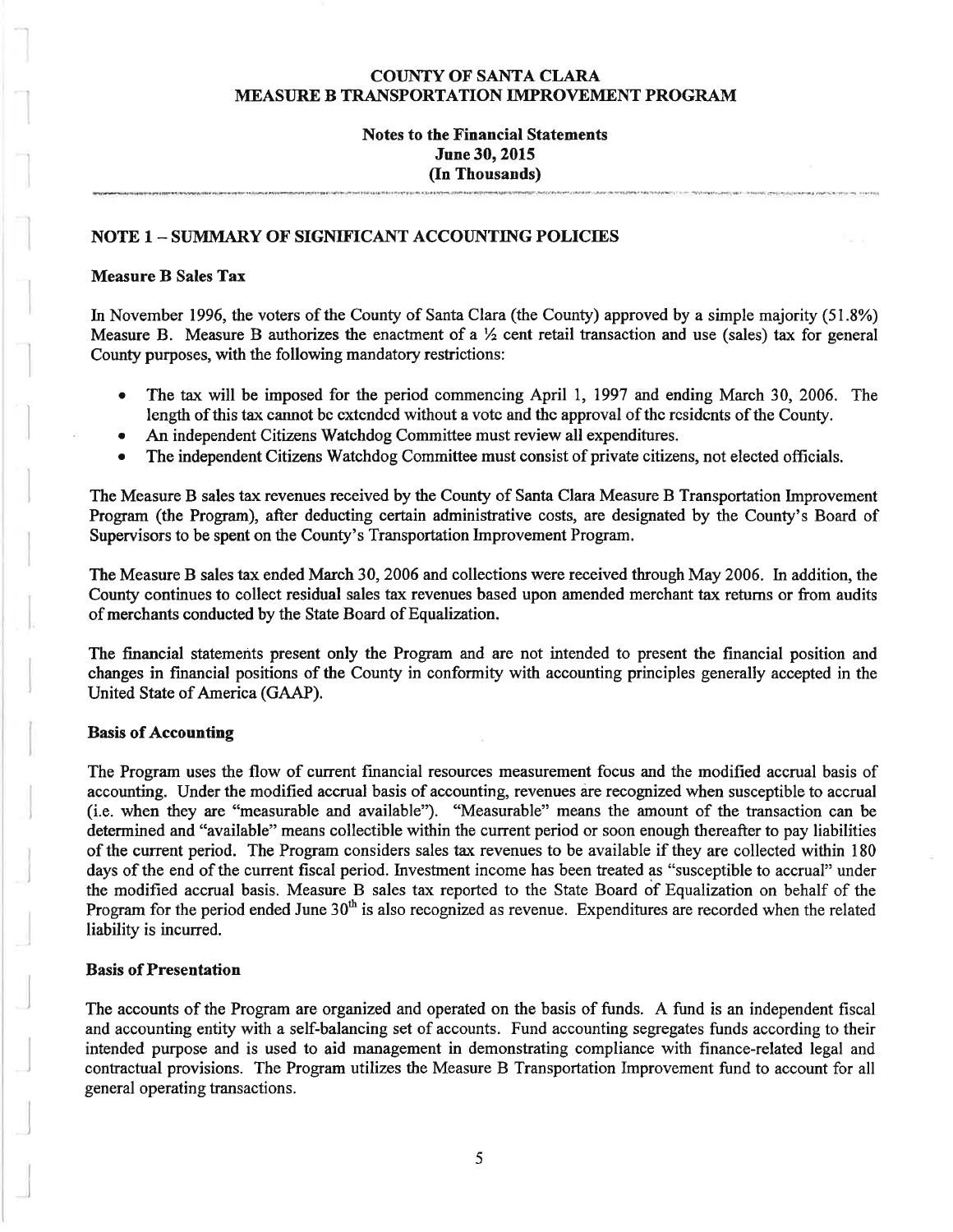# COUNTY OF SANTA CLARA
# MEASURE B TRANSPORTATION IMPROVEMENT PROGRAM

**Notes to the Financial Statements**
**June 30, 2015**
**(In Thousands)**

## NOTE 1 – SUMMARY OF SIGNIFICANT ACCOUNTING POLICIES

### Measure B Sales Tax

In November 1996, the voters of the County of Santa Clara (the County) approved by a simple majority (51.8%) Measure B. Measure B authorizes the enactment of a ½ cent retail transaction and use (sales) tax for general County purposes, with the following mandatory restrictions:

- The tax will be imposed for the period commencing April 1, 1997 and ending March 30, 2006. The length of this tax cannot be extended without a vote and the approval of the residents of the County.
- An independent Citizens Watchdog Committee must review all expenditures.
- The independent Citizens Watchdog Committee must consist of private citizens, not elected officials.

The Measure B sales tax revenues received by the County of Santa Clara Measure B Transportation Improvement Program (the Program), after deducting certain administrative costs, are designated by the County's Board of Supervisors to be spent on the County's Transportation Improvement Program.

The Measure B sales tax ended March 30, 2006 and collections were received through May 2006. In addition, the County continues to collect residual sales tax revenues based upon amended merchant tax returns or from audits of merchants conducted by the State Board of Equalization.

The financial statements present only the Program and are not intended to present the financial position and changes in financial positions of the County in conformity with accounting principles generally accepted in the United State of America (GAAP).

### Basis of Accounting

The Program uses the flow of current financial resources measurement focus and the modified accrual basis of accounting. Under the modified accrual basis of accounting, revenues are recognized when susceptible to accrual (i.e. when they are "measurable and available"). "Measurable" means the amount of the transaction can be determined and "available" means collectible within the current period or soon enough thereafter to pay liabilities of the current period. The Program considers sales tax revenues to be available if they are collected within 180 days of the end of the current fiscal period. Investment income has been treated as "susceptible to accrual" under the modified accrual basis. Measure B sales tax reported to the State Board of Equalization on behalf of the Program for the period ended June 30th is also recognized as revenue. Expenditures are recorded when the related liability is incurred.

### Basis of Presentation

The accounts of the Program are organized and operated on the basis of funds. A fund is an independent fiscal and accounting entity with a self-balancing set of accounts. Fund accounting segregates funds according to their intended purpose and is used to aid management in demonstrating compliance with finance-related legal and contractual provisions. The Program utilizes the Measure B Transportation Improvement fund to account for all general operating transactions.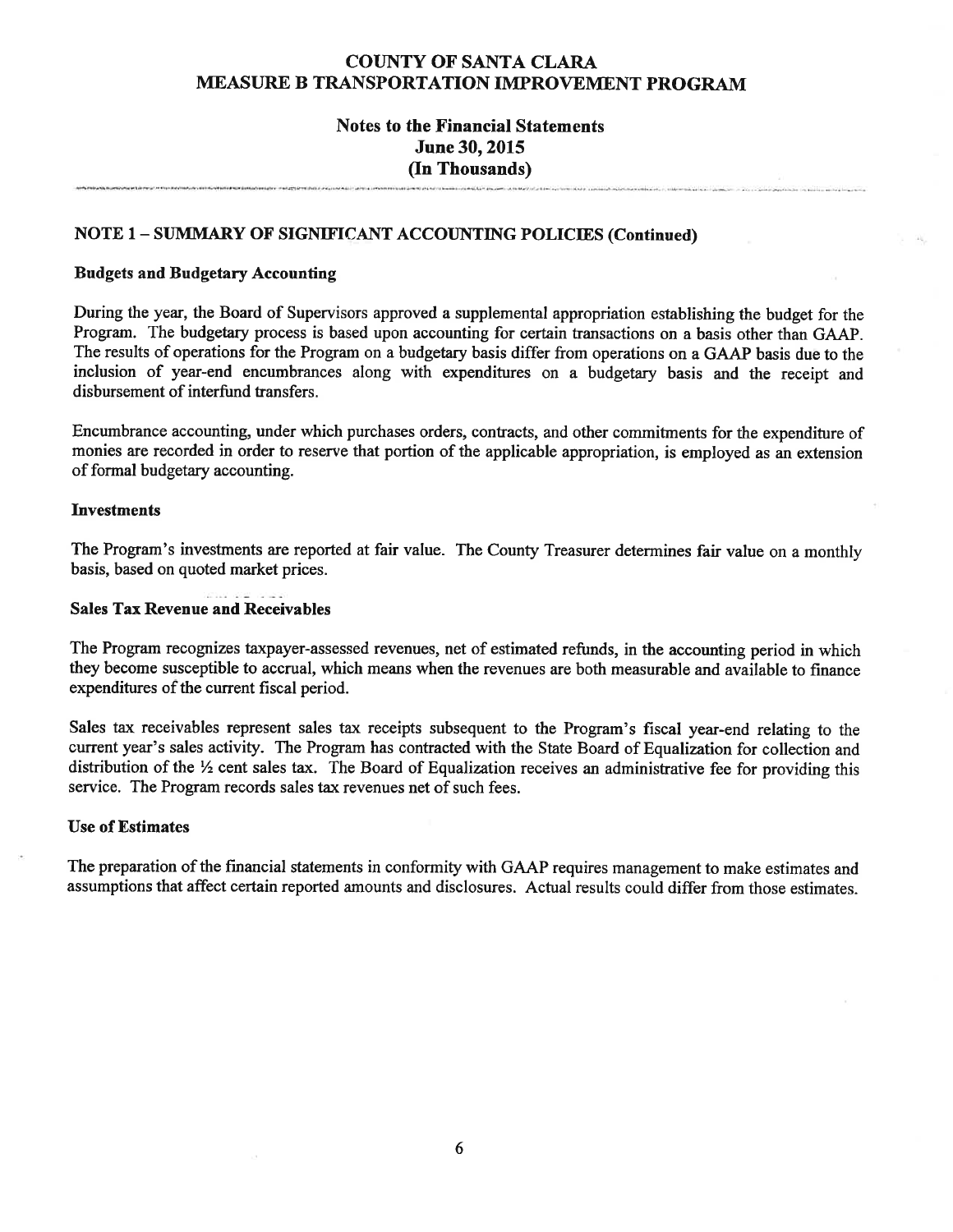# COUNTY OF SANTA CLARA
# MEASURE B TRANSPORTATION IMPROVEMENT PROGRAM

## Notes to the Financial Statements
## June 30, 2015
## (In Thousands)

### NOTE 1 – SUMMARY OF SIGNIFICANT ACCOUNTING POLICIES (Continued)

**Budgets and Budgetary Accounting**

During the year, the Board of Supervisors approved a supplemental appropriation establishing the budget for the Program. The budgetary process is based upon accounting for certain transactions on a basis other than GAAP. The results of operations for the Program on a budgetary basis differ from operations on a GAAP basis due to the inclusion of year-end encumbrances along with expenditures on a budgetary basis and the receipt and disbursement of interfund transfers.

Encumbrance accounting, under which purchases orders, contracts, and other commitments for the expenditure of monies are recorded in order to reserve that portion of the applicable appropriation, is employed as an extension of formal budgetary accounting.

**Investments**

The Program's investments are reported at fair value. The County Treasurer determines fair value on a monthly basis, based on quoted market prices.

**Sales Tax Revenue and Receivables**

The Program recognizes taxpayer-assessed revenues, net of estimated refunds, in the accounting period in which they become susceptible to accrual, which means when the revenues are both measurable and available to finance expenditures of the current fiscal period.

Sales tax receivables represent sales tax receipts subsequent to the Program's fiscal year-end relating to the current year's sales activity. The Program has contracted with the State Board of Equalization for collection and distribution of the ½ cent sales tax. The Board of Equalization receives an administrative fee for providing this service. The Program records sales tax revenues net of such fees.

**Use of Estimates**

The preparation of the financial statements in conformity with GAAP requires management to make estimates and assumptions that affect certain reported amounts and disclosures. Actual results could differ from those estimates.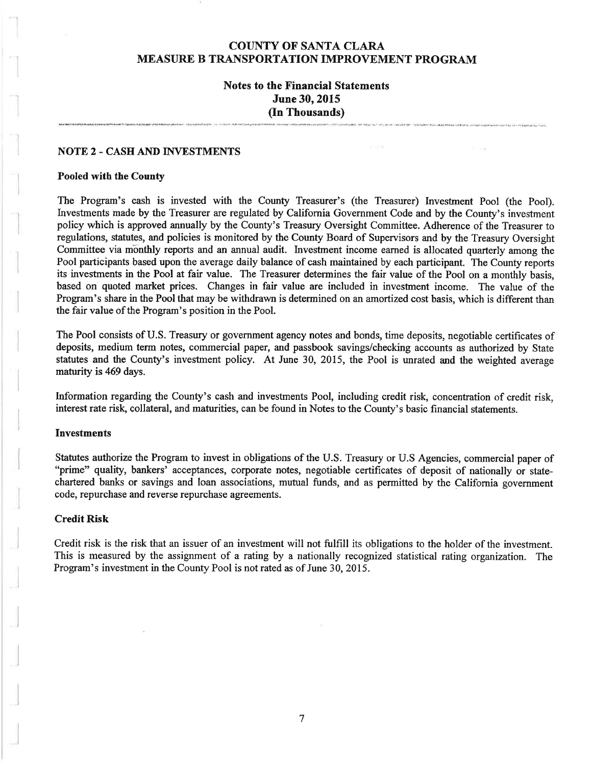# COUNTY OF SANTA CLARA
# MEASURE B TRANSPORTATION IMPROVEMENT PROGRAM

## Notes to the Financial Statements
## June 30, 2015
## (In Thousands)

### NOTE 2 - CASH AND INVESTMENTS

**Pooled with the County**

The Program's cash is invested with the County Treasurer's (the Treasurer) Investment Pool (the Pool). Investments made by the Treasurer are regulated by California Government Code and by the County's investment policy which is approved annually by the County's Treasury Oversight Committee. Adherence of the Treasurer to regulations, statutes, and policies is monitored by the County Board of Supervisors and by the Treasury Oversight Committee via monthly reports and an annual audit. Investment income earned is allocated quarterly among the Pool participants based upon the average daily balance of cash maintained by each participant. The County reports its investments in the Pool at fair value. The Treasurer determines the fair value of the Pool on a monthly basis, based on quoted market prices. Changes in fair value are included in investment income. The value of the Program's share in the Pool that may be withdrawn is determined on an amortized cost basis, which is different than the fair value of the Program's position in the Pool.

The Pool consists of U.S. Treasury or government agency notes and bonds, time deposits, negotiable certificates of deposits, medium term notes, commercial paper, and passbook savings/checking accounts as authorized by State statutes and the County's investment policy. At June 30, 2015, the Pool is unrated and the weighted average maturity is 469 days.

Information regarding the County's cash and investments Pool, including credit risk, concentration of credit risk, interest rate risk, collateral, and maturities, can be found in Notes to the County's basic financial statements.

**Investments**

Statutes authorize the Program to invest in obligations of the U.S. Treasury or U.S Agencies, commercial paper of "prime" quality, bankers' acceptances, corporate notes, negotiable certificates of deposit of nationally or state-chartered banks or savings and loan associations, mutual funds, and as permitted by the California government code, repurchase and reverse repurchase agreements.

**Credit Risk**

Credit risk is the risk that an issuer of an investment will not fulfill its obligations to the holder of the investment. This is measured by the assignment of a rating by a nationally recognized statistical rating organization. The Program's investment in the County Pool is not rated as of June 30, 2015.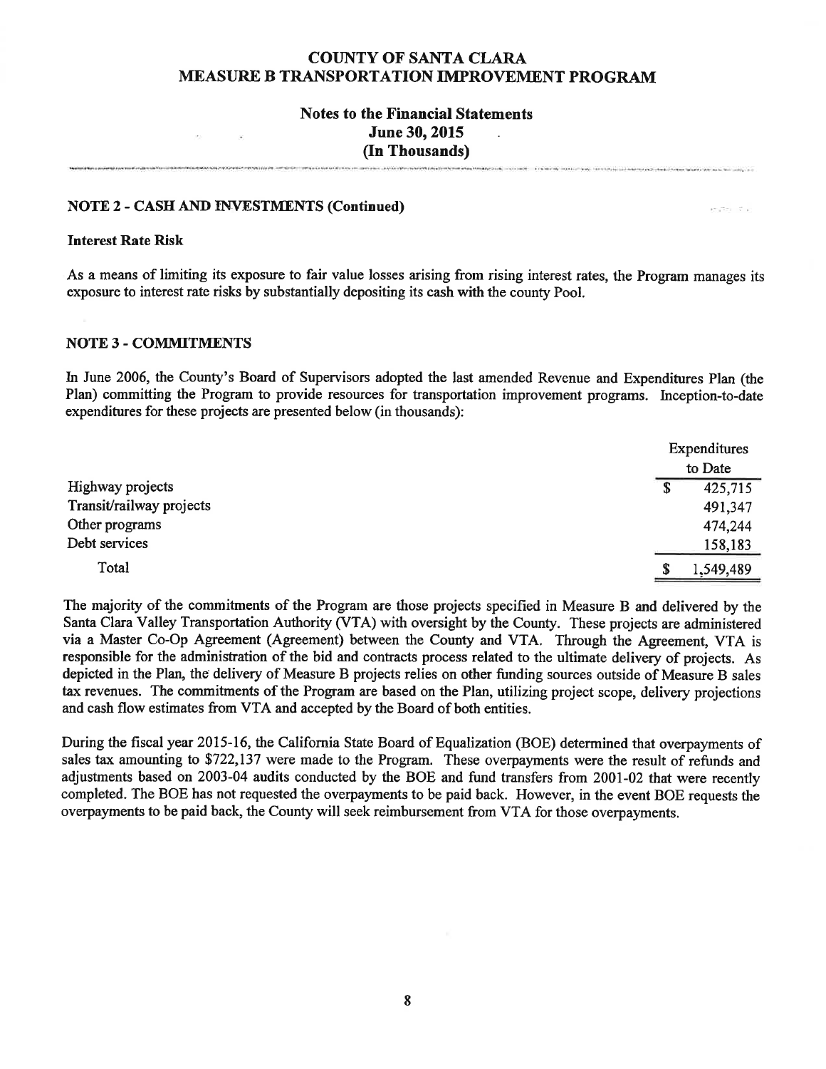# COUNTY OF SANTA CLARA
# MEASURE B TRANSPORTATION IMPROVEMENT PROGRAM

## Notes to the Financial Statements
## June 30, 2015
## (In Thousands)

### NOTE 2 - CASH AND INVESTMENTS (Continued)

**Interest Rate Risk**

As a means of limiting its exposure to fair value losses arising from rising interest rates, the Program manages its exposure to interest rate risks by substantially depositing its cash with the county Pool.

### NOTE 3 - COMMITMENTS

In June 2006, the County's Board of Supervisors adopted the last amended Revenue and Expenditures Plan (the Plan) committing the Program to provide resources for transportation improvement programs. Inception-to-date expenditures for these projects are presented below (in thousands):

| | Expenditures to Date |
|---|---|
| Highway projects | $ 425,715 |
| Transit/railway projects | 491,347 |
| Other programs | 474,244 |
| Debt services | 158,183 |
| Total | $ 1,549,489 |

The majority of the commitments of the Program are those projects specified in Measure B and delivered by the Santa Clara Valley Transportation Authority (VTA) with oversight by the County. These projects are administered via a Master Co-Op Agreement (Agreement) between the County and VTA. Through the Agreement, VTA is responsible for the administration of the bid and contracts process related to the ultimate delivery of projects. As depicted in the Plan, the delivery of Measure B projects relies on other funding sources outside of Measure B sales tax revenues. The commitments of the Program are based on the Plan, utilizing project scope, delivery projections and cash flow estimates from VTA and accepted by the Board of both entities.

During the fiscal year 2015-16, the California State Board of Equalization (BOE) determined that overpayments of sales tax amounting to $722,137 were made to the Program. These overpayments were the result of refunds and adjustments based on 2003-04 audits conducted by the BOE and fund transfers from 2001-02 that were recently completed. The BOE has not requested the overpayments to be paid back. However, in the event BOE requests the overpayments to be paid back, the County will seek reimbursement from VTA for those overpayments.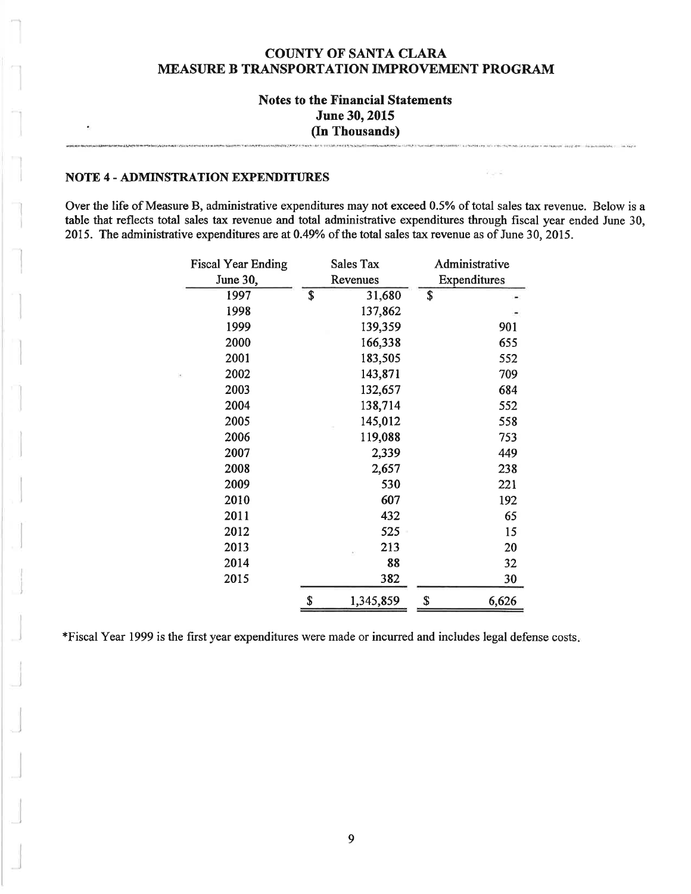# COUNTY OF SANTA CLARA
# MEASURE B TRANSPORTATION IMPROVEMENT PROGRAM

## Notes to the Financial Statements
## June 30, 2015
## (In Thousands)

### NOTE 4 - ADMINSTRATION EXPENDITURES

Over the life of Measure B, administrative expenditures may not exceed 0.5% of total sales tax revenue. Below is a table that reflects total sales tax revenue and total administrative expenditures through fiscal year ended June 30, 2015. The administrative expenditures are at 0.49% of the total sales tax revenue as of June 30, 2015.

| Fiscal Year Ending June 30, | Sales Tax Revenues | Administrative Expenditures |
|---|---|---|
| 1997 | $ 31,680 | $ - |
| 1998 | 137,862 | - |
| 1999 | 139,359 | 901 |
| 2000 | 166,338 | 655 |
| 2001 | 183,505 | 552 |
| 2002 | 143,871 | 709 |
| 2003 | 132,657 | 684 |
| 2004 | 138,714 | 552 |
| 2005 | 145,012 | 558 |
| 2006 | 119,088 | 753 |
| 2007 | 2,339 | 449 |
| 2008 | 2,657 | 238 |
| 2009 | 530 | 221 |
| 2010 | 607 | 192 |
| 2011 | 432 | 65 |
| 2012 | 525 | 15 |
| 2013 | 213 | 20 |
| 2014 | 88 | 32 |
| 2015 | 382 | 30 |
| | $ 1,345,859 | $ 6,626 |

*Fiscal Year 1999 is the first year expenditures were made or incurred and includes legal defense costs.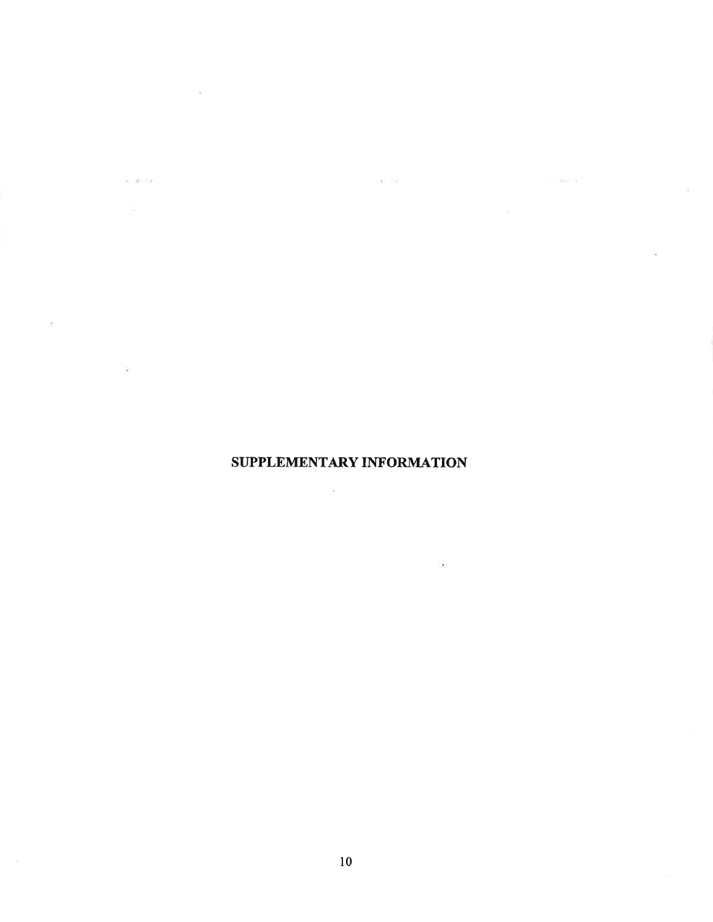# SUPPLEMENTARY INFORMATION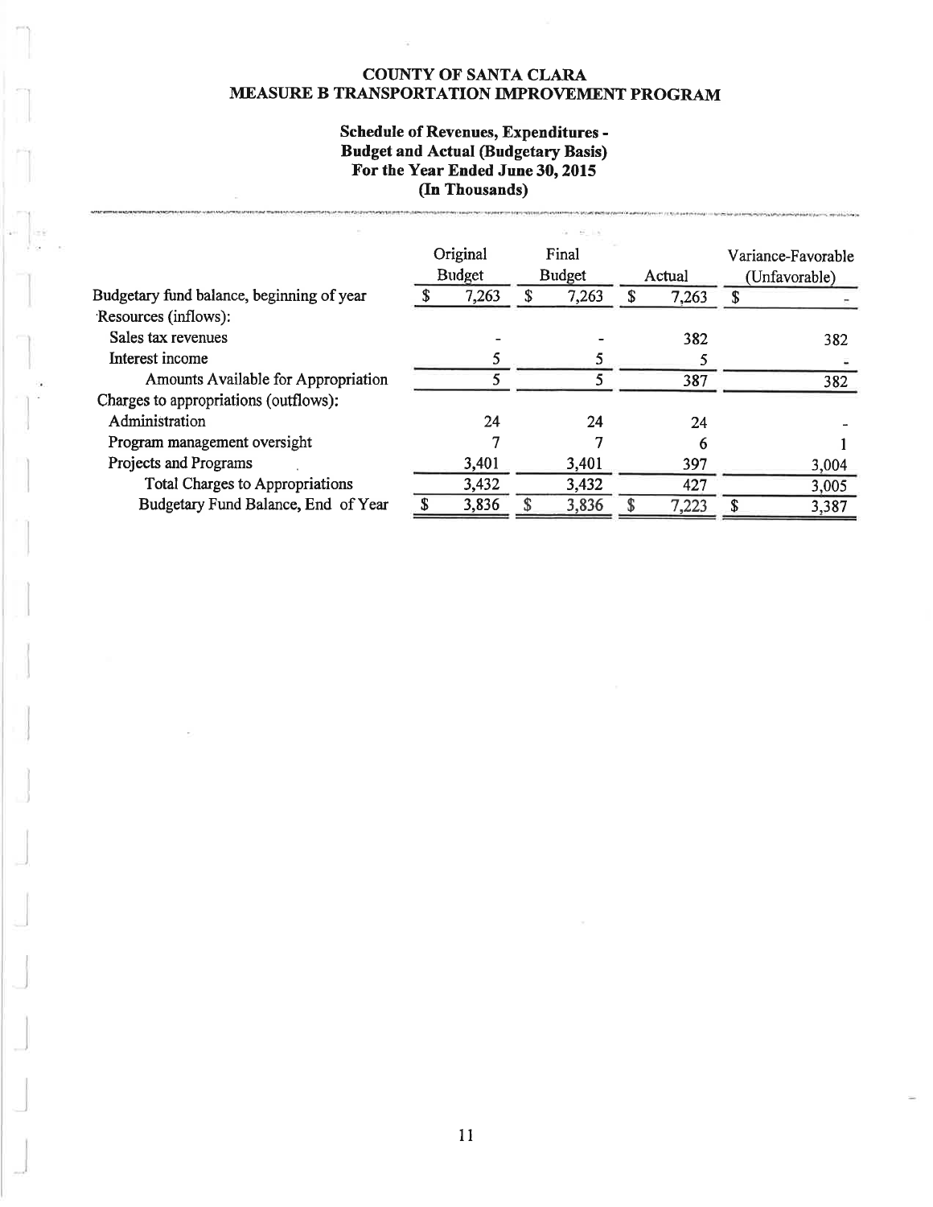# COUNTY OF SANTA CLARA
# MEASURE B TRANSPORTATION IMPROVEMENT PROGRAM

## Schedule of Revenues, Expenditures - Budget and Actual (Budgetary Basis)
## For the Year Ended June 30, 2015
## (In Thousands)

| | Original Budget | Final Budget | Actual | Variance-Favorable (Unfavorable) |
|---|---|---|---|---|
| Budgetary fund balance, beginning of year | $ 7,263 | $ 7,263 | $ 7,263 | $ - |
| Resources (inflows): | | | | |
| Sales tax revenues | - | - | 382 | 382 |
| Interest income | 5 | 5 | 5 | - |
| Amounts Available for Appropriation | 5 | 5 | 387 | 382 |
| Charges to appropriations (outflows): | | | | |
| Administration | 24 | 24 | 24 | - |
| Program management oversight | 7 | 7 | 6 | 1 |
| Projects and Programs | 3,401 | 3,401 | 397 | 3,004 |
| Total Charges to Appropriations | 3,432 | 3,432 | 427 | 3,005 |
| Budgetary Fund Balance, End of Year | $ 3,836 | $ 3,836 | $ 7,223 | $ 3,387 |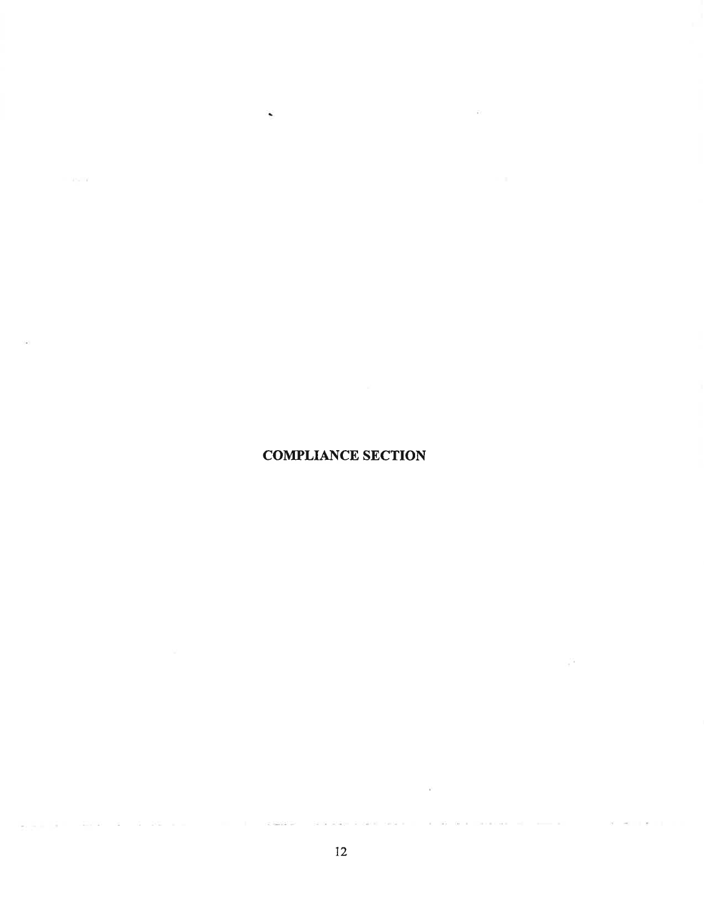# COMPLIANCE SECTION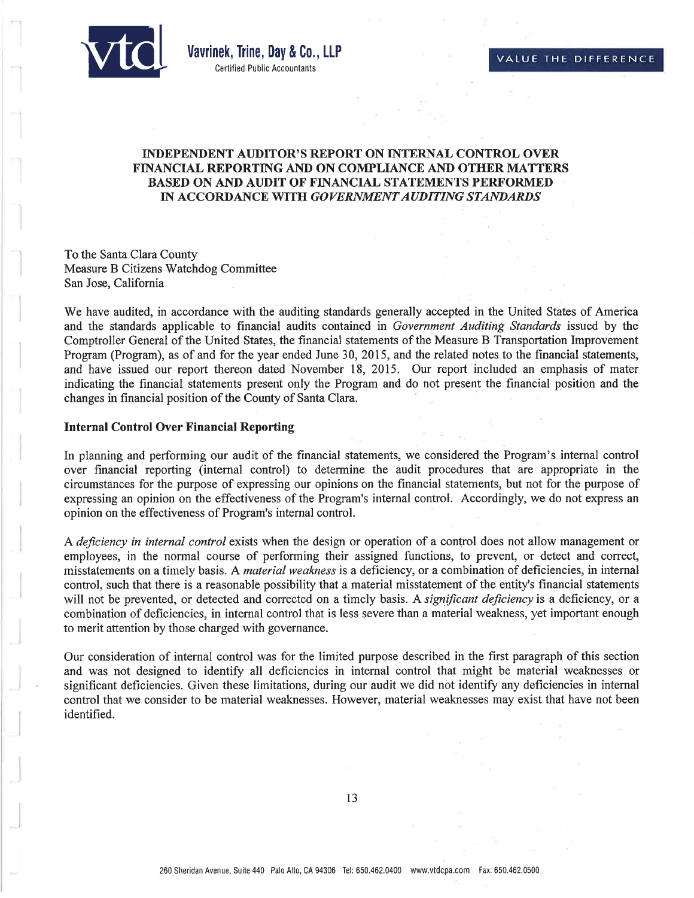Vavrinek, Trine, Day & Co., LLP
Certified Public Accountants

VALUE THE DIFFERENCE

## INDEPENDENT AUDITOR'S REPORT ON INTERNAL CONTROL OVER FINANCIAL REPORTING AND ON COMPLIANCE AND OTHER MATTERS BASED ON AND AUDIT OF FINANCIAL STATEMENTS PERFORMED IN ACCORDANCE WITH *GOVERNMENT AUDITING STANDARDS*

To the Santa Clara County
Measure B Citizens Watchdog Committee
San Jose, California

We have audited, in accordance with the auditing standards generally accepted in the United States of America and the standards applicable to financial audits contained in *Government Auditing Standards* issued by the Comptroller General of the United States, the financial statements of the Measure B Transportation Improvement Program (Program), as of and for the year ended June 30, 2015, and the related notes to the financial statements, and have issued our report thereon dated November 18, 2015. Our report included an emphasis of mater indicating the financial statements present only the Program and do not present the financial position and the changes in financial position of the County of Santa Clara.

### Internal Control Over Financial Reporting

In planning and performing our audit of the financial statements, we considered the Program's internal control over financial reporting (internal control) to determine the audit procedures that are appropriate in the circumstances for the purpose of expressing our opinions on the financial statements, but not for the purpose of expressing an opinion on the effectiveness of the Program's internal control. Accordingly, we do not express an opinion on the effectiveness of Program's internal control.

A *deficiency in internal control* exists when the design or operation of a control does not allow management or employees, in the normal course of performing their assigned functions, to prevent, or detect and correct, misstatements on a timely basis. A *material weakness* is a deficiency, or a combination of deficiencies, in internal control, such that there is a reasonable possibility that a material misstatement of the entity's financial statements will not be prevented, or detected and corrected on a timely basis. A *significant deficiency* is a deficiency, or a combination of deficiencies, in internal control that is less severe than a material weakness, yet important enough to merit attention by those charged with governance.

Our consideration of internal control was for the limited purpose described in the first paragraph of this section and was not designed to identify all deficiencies in internal control that might be material weaknesses or significant deficiencies. Given these limitations, during our audit we did not identify any deficiencies in internal control that we consider to be material weaknesses. However, material weaknesses may exist that have not been identified.

260 Sheridan Avenue, Suite 440 Palo Alto, CA 94306 Tel: 650.462.0400 www.vtdcpa.com Fax: 650.462.0500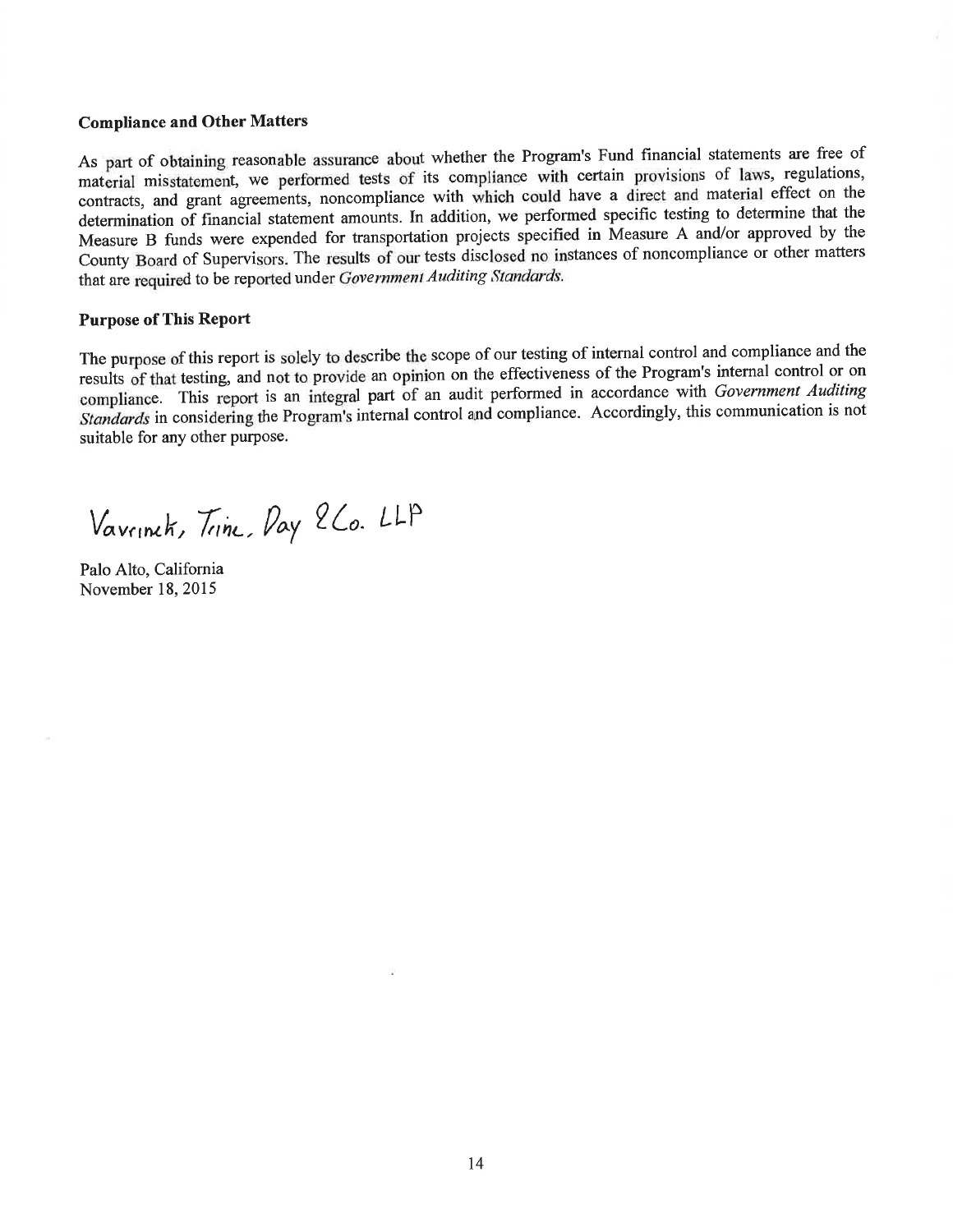**Compliance and Other Matters**

As part of obtaining reasonable assurance about whether the Program's Fund financial statements are free of material misstatement, we performed tests of its compliance with certain provisions of laws, regulations, contracts, and grant agreements, noncompliance with which could have a direct and material effect on the determination of financial statement amounts. In addition, we performed specific testing to determine that the Measure B funds were expended for transportation projects specified in Measure A and/or approved by the County Board of Supervisors. The results of our tests disclosed no instances of noncompliance or other matters that are required to be reported under *Government Auditing Standards*.

**Purpose of This Report**

The purpose of this report is solely to describe the scope of our testing of internal control and compliance and the results of that testing, and not to provide an opinion on the effectiveness of the Program's internal control or on compliance. This report is an integral part of an audit performed in accordance with *Government Auditing Standards* in considering the Program's internal control and compliance. Accordingly, this communication is not suitable for any other purpose.

Vavrinek, Trine, Day & Co. LLP

Palo Alto, California
November 18, 2015